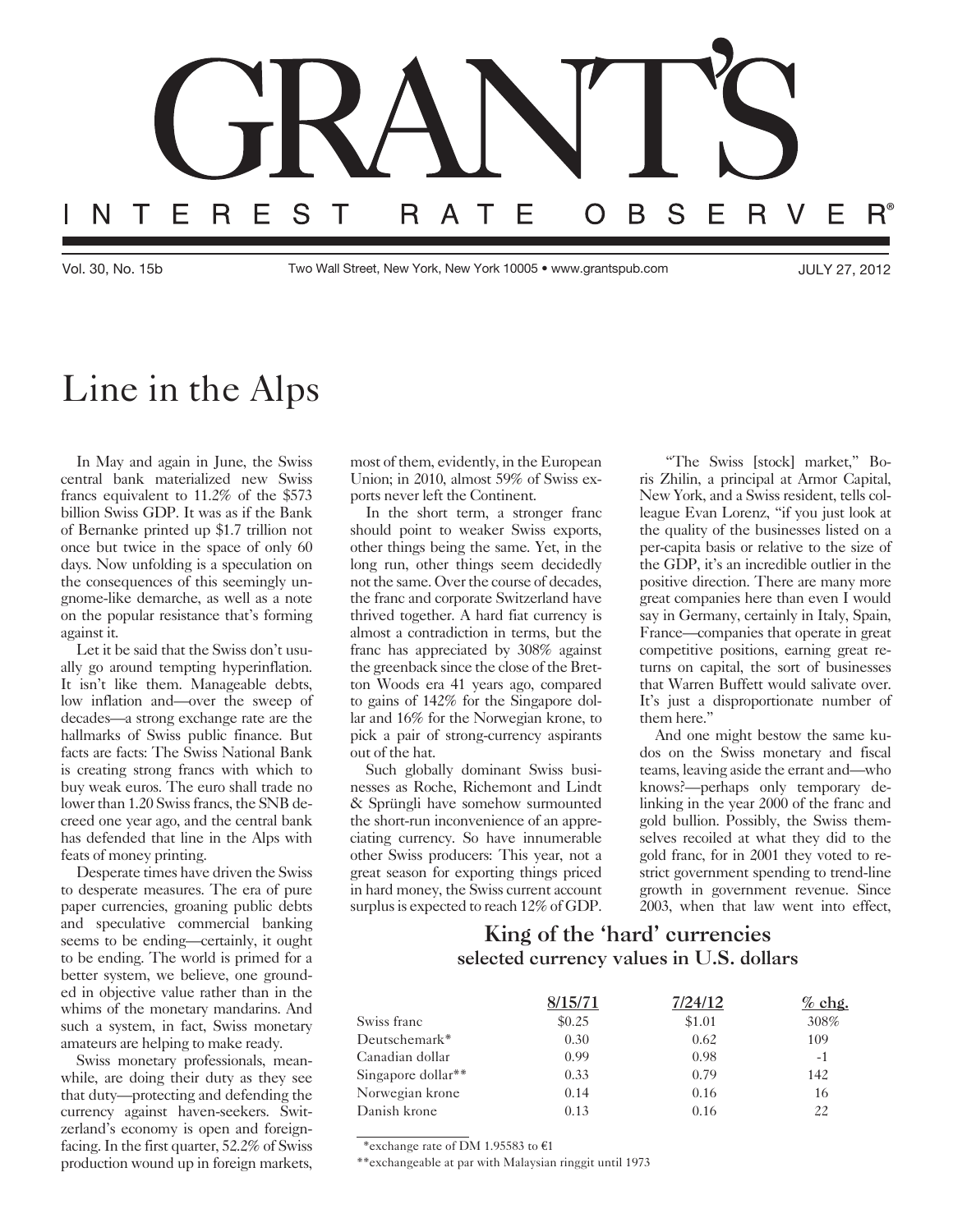# GRANT'S INTEREST RATE OBSERVER®

Vol. 30, No. 15b Two Wall Street, New York, New York 10005 • www.grantspub.com JULY 27, 2012

## Line in the Alps

In May and again in June, the Swiss central bank materialized new Swiss francs equivalent to 11.2% of the $573 billion Swiss GDP. It was as if the Bank of Bernanke printed up $1.7 trillion not once but twice in the space of only 60 days. Now unfolding is a speculation on the consequences of this seemingly ungnome-like demarche, as well as a note on the popular resistance that's forming against it.

Let it be said that the Swiss don't usually go around tempting hyperinflation. It isn't like them. Manageable debts, low inflation and—over the sweep of decades—a strong exchange rate are the hallmarks of Swiss public finance. But facts are facts: The Swiss National Bank is creating strong francs with which to buy weak euros. The euro shall trade no lower than 1.20 Swiss francs, the SNB decreed one year ago, and the central bank has defended that line in the Alps with feats of money printing.

Desperate times have driven the Swiss to desperate measures. The era of pure paper currencies, groaning public debts and speculative commercial banking seems to be ending—certainly, it ought to be ending. The world is primed for a better system, we believe, one grounded in objective value rather than in the whims of the monetary mandarins. And such a system, in fact, Swiss monetary amateurs are helping to make ready.

Swiss monetary professionals, meanwhile, are doing their duty as they see that duty—protecting and defending the currency against haven-seekers. Switzerland's economy is open and foreign-facing. In the first quarter, 52.2% of Swiss production wound up in foreign markets, most of them, evidently, in the European Union; in 2010, almost 59% of Swiss exports never left the Continent.

In the short term, a stronger franc should point to weaker Swiss exports, other things being the same. Yet, in the long run, other things seem decidedly not the same. Over the course of decades, the franc and corporate Switzerland have thrived together. A hard fiat currency is almost a contradiction in terms, but the franc has appreciated by 308% against the greenback since the close of the Bretton Woods era 41 years ago, compared to gains of 142% for the Singapore dollar and 16% for the Norwegian krone, to pick a pair of strong-currency aspirants out of the hat.

Such globally dominant Swiss businesses as Roche, Richemont and Lindt & Sprüngli have somehow surmounted the short-run inconvenience of an appreciating currency. So have innumerable other Swiss producers: This year, not a great season for exporting things priced in hard money, the Swiss current account surplus is expected to reach 12% of GDP.

"The Swiss [stock] market," Boris Zhilin, a principal at Armor Capital, New York, and a Swiss resident, tells colleague Evan Lorenz, "if you just look at the quality of the businesses listed on a per-capita basis or relative to the size of the GDP, it's an incredible outlier in the positive direction. There are many more great companies here than even I would say in Germany, certainly in Italy, Spain, France—companies that operate in great competitive positions, earning great returns on capital, the sort of businesses that Warren Buffett would salivate over. It's just a disproportionate number of them here."

And one might bestow the same kudos on the Swiss monetary and fiscal teams, leaving aside the errant and—who knows?—perhaps only temporary delinking in the year 2000 of the franc and gold bullion. Possibly, the Swiss themselves recoiled at what they did to the gold franc, for in 2001 they voted to restrict government spending to trend-line growth in government revenue. Since 2003, when that law went into effect,

### King of the 'hard' currencies
**selected currency values in U.S. dollars**

| | 8/15/71 | 7/24/12 | % chg. |
|---|---|---|---|
| Swiss franc | $0.25 | $1.01 | 308% |
| Deutschemark* | 0.30 | 0.62 | 109 |
| Canadian dollar | 0.99 | 0.98 | -1 |
| Singapore dollar** | 0.33 | 0.79 | 142 |
| Norwegian krone | 0.14 | 0.16 | 16 |
| Danish krone | 0.13 | 0.16 | 22 |

*exchange rate of DM 1.95583 to €1

**exchangeable at par with Malaysian ringgit until 1973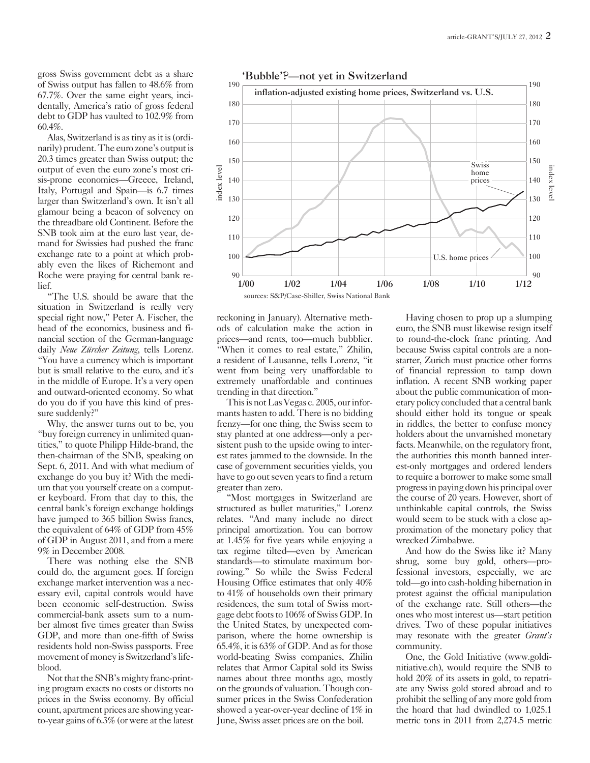gross Swiss government debt as a share of Swiss output has fallen to 48.6% from 67.7%. Over the same eight years, incidentally, America's ratio of gross federal debt to GDP has vaulted to 102.9% from 60.4%.

Alas, Switzerland is as tiny as it is (ordinarily) prudent. The euro zone's output is 20.3 times greater than Swiss output; the output of even the euro zone's most crisis-prone economies—Greece, Ireland, Italy, Portugal and Spain—is 6.7 times larger than Switzerland's own. It isn't all glamour being a beacon of solvency on the threadbare old Continent. Before the SNB took aim at the euro last year, demand for Swissies had pushed the franc exchange rate to a point at which probably even the likes of Richemont and Roche were praying for central bank relief.

"The U.S. should be aware that the situation in Switzerland is really very special right now," Peter A. Fischer, the head of the economics, business and financial section of the German-language daily *Neue Zürcher Zeitung*, tells Lorenz. "You have a currency which is important but is small relative to the euro, and it's in the middle of Europe. It's a very open and outward-oriented economy. So what do you do if you have this kind of pressure suddenly?"

Why, the answer turns out to be, you "buy foreign currency in unlimited quantities," to quote Philipp Hildebrand, the then-chairman of the SNB, speaking on Sept. 6, 2011. And with what medium of exchange do you buy it? With the medium that you yourself create on a computer keyboard. From that day to this, the central bank's foreign exchange holdings have jumped to 365 billion Swiss francs, the equivalent of 64% of GDP from 45% of GDP in August 2011, and from a mere 9% in December 2008.

There was nothing else the SNB could do, the argument goes. If foreign exchange market intervention was a necessary evil, capital controls would have been economic self-destruction. Swiss commercial-bank assets sum to a number almost five times greater than Swiss GDP, and more than one-fifth of Swiss residents hold non-Swiss passports. Free movement of money is Switzerland's lifeblood.

Not that the SNB's mighty franc-printing program exacts no costs or distorts no prices in the Swiss economy. By official count, apartment prices are showing year-to-year gains of 6.3% (or were at the latest

**'Bubble'?—not yet in Switzerland**

inflation-adjusted existing home prices, Switzerland vs. U.S.

sources: S&P/Case-Shiller, Swiss National Bank

reckoning in January). Alternative methods of calculation make the action in prices—and rents, too—much bubblier. "When it comes to real estate," Zhilin, a resident of Lausanne, tells Lorenz, "it went from being very unaffordable to extremely unaffordable and continues trending in that direction."

This is not Las Vegas c. 2005, our informants hasten to add. There is no bidding frenzy—for one thing, the Swiss seem to stay planted at one address—only a persistent push to the upside owing to interest rates jammed to the downside. In the case of government securities yields, you have to go out seven years to find a return greater than zero.

"Most mortgages in Switzerland are structured as bullet maturities," Lorenz relates. "And many include no direct principal amortization. You can borrow at 1.45% for five years while enjoying a tax regime tilted—even by American standards—to stimulate maximum borrowing." So while the Swiss Federal Housing Office estimates that only 40% to 41% of households own their primary residences, the sum total of Swiss mortgage debt foots to 106% of Swiss GDP. In the United States, by unexpected comparison, where the home ownership is 65.4%, it is 63% of GDP. And as for those world-beating Swiss companies, Zhilin relates that Armor Capital sold its Swiss names about three months ago, mostly on the grounds of valuation. Though consumer prices in the Swiss Confederation showed a year-over-year decline of 1% in June, Swiss asset prices are on the boil.

Having chosen to prop up a slumping euro, the SNB must likewise resign itself to round-the-clock franc printing. And because Swiss capital controls are a nonstarter, Zurich must practice other forms of financial repression to tamp down inflation. A recent SNB working paper about the public communication of monetary policy concluded that a central bank should either hold its tongue or speak in riddles, the better to confuse money holders about the unvarnished monetary facts. Meanwhile, on the regulatory front, the authorities this month banned interest-only mortgages and ordered lenders to require a borrower to make some small progress in paying down his principal over the course of 20 years. However, short of unthinkable capital controls, the Swiss would seem to be stuck with a close approximation of the monetary policy that wrecked Zimbabwe.

And how do the Swiss like it? Many shrug, some buy gold, others—professional investors, especially, we are told—go into cash-holding hibernation in protest against the official manipulation of the exchange rate. Still others—the ones who most interest us—start petition drives. Two of these popular initiatives may resonate with the greater *Grant's* community.

One, the Gold Initiative (www.goldinitiative.ch), would require the SNB to hold 20% of its assets in gold, to repatriate any Swiss gold stored abroad and to prohibit the selling of any more gold from the hoard that had dwindled to 1,025.1 metric tons in 2011 from 2,274.5 metric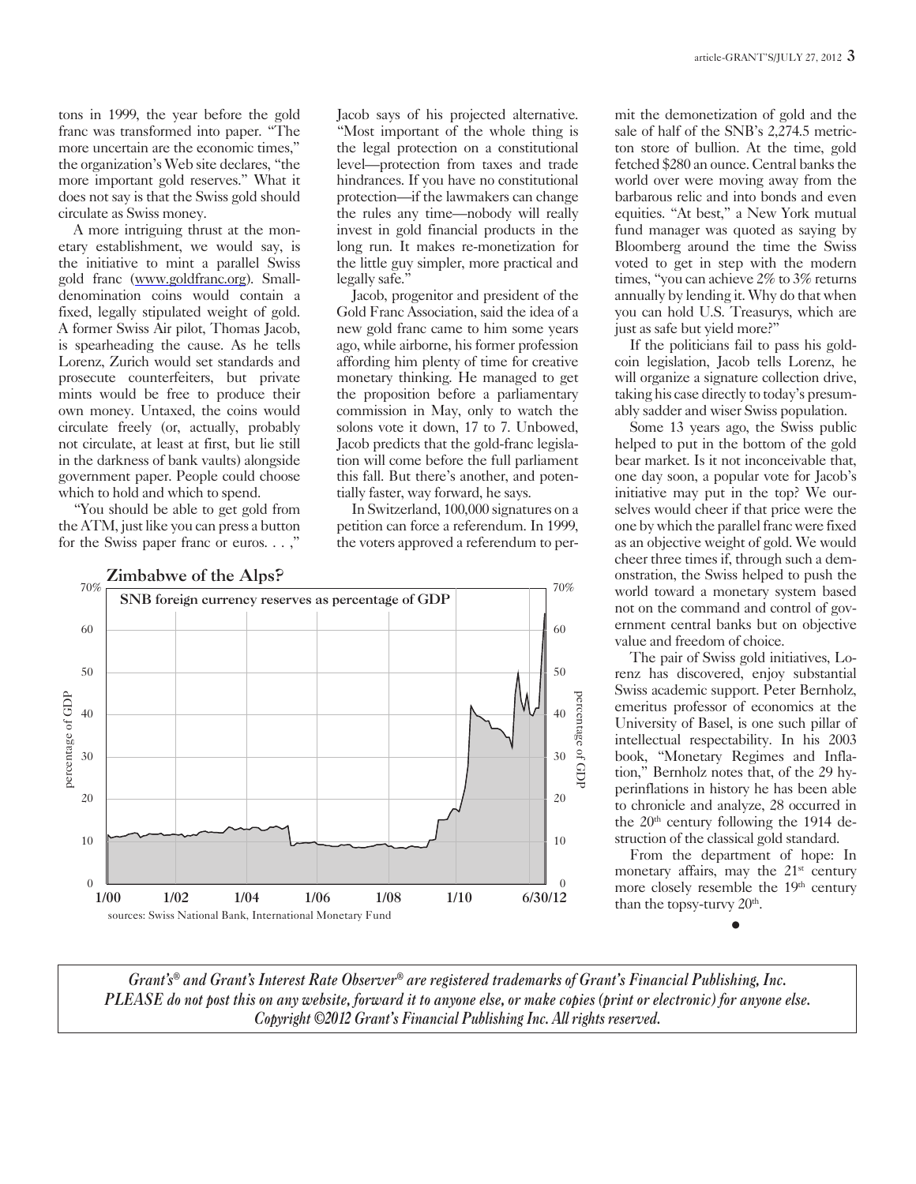tons in 1999, the year before the gold franc was transformed into paper. "The more uncertain are the economic times," the organization's Web site declares, "the more important gold reserves." What it does not say is that the Swiss gold should circulate as Swiss money.

A more intriguing thrust at the monetary establishment, we would say, is the initiative to mint a parallel Swiss gold franc (www.goldfranc.org). Small-denomination coins would contain a fixed, legally stipulated weight of gold. A former Swiss Air pilot, Thomas Jacob, is spearheading the cause. As he tells Lorenz, Zurich would set standards and prosecute counterfeiters, but private mints would be free to produce their own money. Untaxed, the coins would circulate freely (or, actually, probably not circulate, at least at first, but lie still in the darkness of bank vaults) alongside government paper. People could choose which to hold and which to spend.

"You should be able to get gold from the ATM, just like you can press a button for the Swiss paper franc or euros. . . ," Jacob says of his projected alternative. "Most important of the whole thing is the legal protection on a constitutional level—protection from taxes and trade hindrances. If you have no constitutional protection—if the lawmakers can change the rules any time—nobody will really invest in gold financial products in the long run. It makes re-monetization for the little guy simpler, more practical and legally safe."

Jacob, progenitor and president of the Gold Franc Association, said the idea of a new gold franc came to him some years ago, while airborne, his former profession affording him plenty of time for creative monetary thinking. He managed to get the proposition before a parliamentary commission in May, only to watch the solons vote it down, 17 to 7. Unbowed, Jacob predicts that the gold-franc legislation will come before the full parliament this fall. But there's another, and potentially faster, way forward, he says.

In Switzerland, 100,000 signatures on a petition can force a referendum. In 1999, the voters approved a referendum to permit the demonetization of gold and the sale of half of the SNB's 2,274.5 metric-ton store of bullion. At the time, gold fetched $280 an ounce. Central banks the world over were moving away from the barbarous relic and into bonds and even equities. "At best," a New York mutual fund manager was quoted as saying by Bloomberg around the time the Swiss voted to get in step with the modern times, "you can achieve 2% to 3% returns annually by lending it. Why do that when you can hold U.S. Treasurys, which are just as safe but yield more?"

If the politicians fail to pass his gold-coin legislation, Jacob tells Lorenz, he will organize a signature collection drive, taking his case directly to today's presumably sadder and wiser Swiss population.

Some 13 years ago, the Swiss public helped to put in the bottom of the gold bear market. Is it not inconceivable that, one day soon, a popular vote for Jacob's initiative may put in the top? We ourselves would cheer if that price were the one by which the parallel franc were fixed as an objective weight of gold. We would cheer three times if, through such a demonstration, the Swiss helped to push the world toward a monetary system based not on the command and control of government central banks but on objective value and freedom of choice.

The pair of Swiss gold initiatives, Lorenz has discovered, enjoy substantial Swiss academic support. Peter Bernholz, emeritus professor of economics at the University of Basel, is one such pillar of intellectual respectability. In his 2003 book, "Monetary Regimes and Inflation," Bernholz notes that, of the 29 hyperinflations in history he has been able to chronicle and analyze, 28 occurred in the 20th century following the 1914 destruction of the classical gold standard.

From the department of hope: In monetary affairs, may the 21st century more closely resemble the 19th century than the topsy-turvy 20th.

**Zimbabwe of the Alps?**

SNB foreign currency reserves as percentage of GDP

70%
60
50
40
30
20
10
0

percentage of GDP

1/00 1/02 1/04 1/06 1/08 1/10 6/30/12

sources: Swiss National Bank, International Monetary Fund

*Grant's® and Grant's Interest Rate Observer® are registered trademarks of Grant's Financial Publishing, Inc. PLEASE do not post this on any website, forward it to anyone else, or make copies (print or electronic) for anyone else. Copyright ©2012 Grant's Financial Publishing Inc. All rights reserved.*